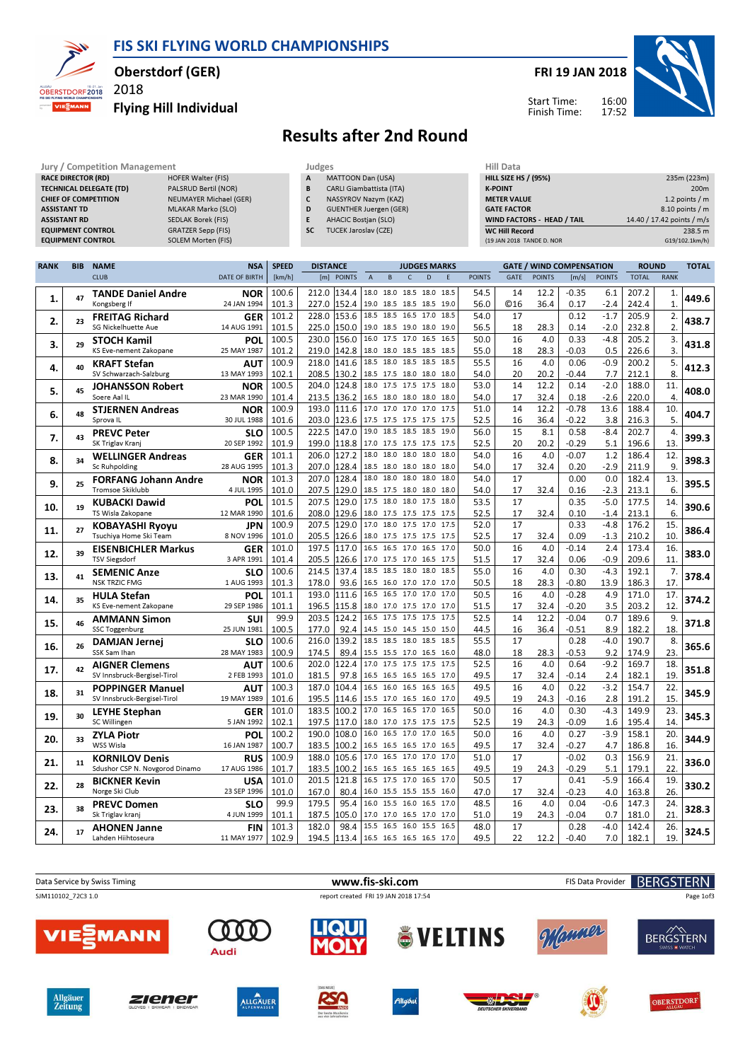# FIS SKI FLYING WORLD CHAMPIONSHIPS

**Oberstdorf (GER)** 2018
**Flying Hill Individual**

**FRI 19 JAN 2018**
Start Time: 16:00
Finish Time: 17:52

## Results after 2nd Round

| Jury / Competition Management | |
|---|---|
| RACE DIRECTOR (RD) | HOFER Walter (FIS) |
| TECHNICAL DELEGATE (TD) | PALSRUD Bertil (NOR) |
| CHIEF OF COMPETITION | NEUMAYER Michael (GER) |
| ASSISTANT TD | MLAKAR Marko (SLO) |
| ASSISTANT RD | SEDLAK Borek (FIS) |
| EQUIPMENT CONTROL | GRATZER Sepp (FIS) |
| EQUIPMENT CONTROL | SOLEM Morten (FIS) |

| Judges | |
|---|---|
| A | MATTOON Dan (USA) |
| B | CARLI Giambattista (ITA) |
| C | NASSYROV Nazym (KAZ) |
| D | GUENTHER Juergen (GER) |
| E | AHACIC Bostjan (SLO) |
| SC | TUCEK Jaroslav (CZE) |

| Hill Data | |
|---|---|
| HILL SIZE HS / (95%) | 235m (223m) |
| K-POINT | 200m |
| METER VALUE | 1.2 points / m |
| GATE FACTOR | 8.10 points / m |
| WIND FACTORS - HEAD / TAIL | 14.40 / 17.42 points / m/s |
| WC Hill Record | 238.5 m |
| (19 JAN 2018 TANDE D. NOR | G19/102.1km/h) |

| RANK | BIB | NAME / CLUB | NSA / DATE OF BIRTH | SPEED [km/h] | DISTANCE [m] | DISTANCE POINTS | A | B | C | D | E | JUDGES POINTS | GATE | GATE POINTS | WIND [m/s] | WIND POINTS | ROUND TOTAL | ROUND RANK | TOTAL |
|---|---|---|---|---|---|---|---|---|---|---|---|---|---|---|---|---|---|---|---|
| 1. | 47 | **TANDE Daniel Andre** | NOR | 100.6 | 212.0 | 134.4 | 18.0 | 18.0 | 18.5 | 18.0 | 18.5 | 54.5 | 14 | 12.2 | -0.35 | 6.1 | 207.2 | 1. | 449.6 |
| | | Kongsberg If | 24 JAN 1994 | 101.3 | 227.0 | 152.4 | 19.0 | 18.5 | 18.5 | 18.5 | 19.0 | 56.0 | ©16 | 36.4 | 0.17 | -2.4 | 242.4 | 1. | |
| 2. | 23 | **FREITAG Richard** | GER | 101.2 | 228.0 | 153.6 | 18.5 | 18.5 | 16.5 | 17.0 | 18.5 | 54.0 | 17 | | 0.12 | -1.7 | 205.9 | 2. | 438.7 |
| | | SG Nickelhuette Aue | 14 AUG 1991 | 101.5 | 225.0 | 150.0 | 19.0 | 18.5 | 19.0 | 18.0 | 19.0 | 56.5 | 18 | 28.3 | 0.14 | -2.0 | 232.8 | 2. | |
| 3. | 29 | **STOCH Kamil** | POL | 100.5 | 230.0 | 156.0 | 16.0 | 17.5 | 17.0 | 16.5 | 16.5 | 50.0 | 16 | 4.0 | 0.33 | -4.8 | 205.2 | 3. | 431.8 |
| | | KS Eve-nement Zakopane | 25 MAY 1987 | 101.2 | 219.0 | 142.8 | 18.0 | 18.0 | 18.5 | 18.5 | 18.5 | 55.0 | 18 | 28.3 | -0.03 | 0.5 | 226.6 | 3. | |
| 4. | 40 | **KRAFT Stefan** | AUT | 100.9 | 218.0 | 141.6 | 18.5 | 18.0 | 18.5 | 18.5 | 18.5 | 55.5 | 16 | 4.0 | 0.06 | -0.9 | 200.2 | 5. | 412.3 |
| | | SV Schwarzach-Salzburg | 13 MAY 1993 | 102.1 | 208.5 | 130.2 | 18.5 | 17.5 | 18.0 | 18.0 | 18.0 | 54.0 | 20 | 20.2 | -0.44 | 7.7 | 212.1 | 8. | |
| 5. | 45 | **JOHANSSON Robert** | NOR | 100.5 | 204.0 | 124.8 | 18.0 | 17.5 | 17.5 | 17.5 | 18.0 | 53.0 | 14 | 12.2 | 0.14 | -2.0 | 188.0 | 11. | 408.0 |
| | | Soere Aal IL | 23 MAR 1990 | 101.4 | 213.5 | 136.2 | 16.5 | 18.0 | 18.0 | 18.0 | 18.0 | 54.0 | 17 | 32.4 | 0.18 | -2.6 | 220.0 | 4. | |
| 6. | 48 | **STJERNEN Andreas** | NOR | 100.9 | 193.0 | 111.6 | 17.0 | 17.0 | 17.0 | 17.0 | 17.5 | 51.0 | 14 | 12.2 | -0.78 | 13.6 | 188.4 | 10. | 404.7 |
| | | Sprova IL | 30 JUL 1988 | 101.6 | 203.0 | 123.6 | 17.5 | 17.5 | 17.5 | 17.5 | 17.5 | 52.5 | 16 | 36.4 | -0.22 | 3.8 | 216.3 | 5. | |
| 7. | 43 | **PREVC Peter** | SLO | 100.5 | 222.5 | 147.0 | 19.0 | 18.5 | 18.5 | 18.5 | 19.0 | 56.0 | 15 | 8.1 | 0.58 | -8.4 | 202.7 | 4. | 399.3 |
| | | SK Triglav Kranj | 20 SEP 1992 | 101.9 | 199.0 | 118.8 | 17.0 | 17.5 | 17.5 | 17.5 | 17.5 | 52.5 | 20 | 20.2 | -0.29 | 5.1 | 196.6 | 13. | |
| 8. | 34 | **WELLINGER Andreas** | GER | 101.1 | 206.0 | 127.2 | 18.0 | 18.0 | 18.0 | 18.0 | 18.0 | 54.0 | 16 | 4.0 | -0.07 | 1.2 | 186.4 | 12. | 398.3 |
| | | Sc Ruhpolding | 28 AUG 1995 | 101.3 | 207.0 | 128.4 | 18.5 | 18.0 | 18.0 | 18.0 | 18.0 | 54.0 | 17 | 32.4 | 0.20 | -2.9 | 211.9 | 9. | |
| 9. | 25 | **FORFANG Johann Andre** | NOR | 101.3 | 207.0 | 128.4 | 18.0 | 18.0 | 18.0 | 18.0 | 18.0 | 54.0 | 17 | | 0.00 | 0.0 | 182.4 | 13. | 395.5 |
| | | Tromsoe Skiklubb | 4 JUL 1995 | 101.0 | 207.5 | 129.0 | 18.5 | 17.5 | 18.0 | 18.0 | 18.0 | 54.0 | 17 | 32.4 | 0.16 | -2.3 | 213.1 | 6. | |
| 10. | 19 | **KUBACKI Dawid** | POL | 101.5 | 207.5 | 129.0 | 17.5 | 18.0 | 18.0 | 17.5 | 18.0 | 53.5 | 17 | | 0.35 | -5.0 | 177.5 | 14. | 390.6 |
| | | TS Wisla Zakopane | 12 MAR 1990 | 101.6 | 208.0 | 129.6 | 18.0 | 17.5 | 17.5 | 17.5 | 17.5 | 52.5 | 17 | 32.4 | 0.10 | -1.4 | 213.1 | 6. | |
| 11. | 27 | **KOBAYASHI Ryoyu** | JPN | 100.9 | 207.5 | 129.0 | 17.0 | 18.0 | 17.5 | 17.0 | 17.5 | 52.0 | 17 | | 0.33 | -4.8 | 176.2 | 15. | 386.4 |
| | | Tsuchiya Home Ski Team | 8 NOV 1996 | 101.0 | 205.5 | 126.6 | 18.0 | 17.5 | 17.5 | 17.5 | 17.5 | 52.5 | 17 | 32.4 | 0.09 | -1.3 | 210.2 | 10. | |
| 12. | 39 | **EISENBICHLER Markus** | GER | 101.0 | 197.5 | 117.0 | 16.5 | 16.5 | 17.0 | 16.5 | 17.0 | 50.0 | 16 | 4.0 | -0.14 | 2.4 | 173.4 | 16. | 383.0 |
| | | TSV Siegsdorf | 3 APR 1991 | 101.4 | 205.5 | 126.6 | 17.0 | 17.5 | 17.0 | 16.5 | 17.5 | 51.5 | 17 | 32.4 | 0.06 | -0.9 | 209.6 | 11. | |
| 13. | 41 | **SEMENIC Anze** | SLO | 100.6 | 214.5 | 137.4 | 18.5 | 18.5 | 18.0 | 18.0 | 18.5 | 55.0 | 16 | 4.0 | 0.30 | -4.3 | 192.1 | 7. | 378.4 |
| | | NSK TRZIC FMG | 1 AUG 1993 | 101.3 | 178.0 | 93.6 | 16.5 | 16.0 | 17.0 | 17.0 | 17.0 | 50.5 | 18 | 28.3 | -0.80 | 13.9 | 186.3 | 17. | |
| 14. | 35 | **HULA Stefan** | POL | 101.1 | 193.0 | 111.6 | 16.5 | 16.5 | 17.0 | 17.0 | 17.0 | 50.5 | 16 | 4.0 | -0.28 | 4.9 | 171.0 | 17. | 374.2 |
| | | KS Eve-nement Zakopane | 29 SEP 1986 | 101.1 | 196.5 | 115.8 | 18.0 | 17.0 | 17.5 | 17.0 | 17.0 | 51.5 | 17 | 32.4 | -0.20 | 3.5 | 203.2 | 12. | |
| 15. | 46 | **AMMANN Simon** | SUI | 99.9 | 203.5 | 124.2 | 16.5 | 17.5 | 17.5 | 17.5 | 17.5 | 52.5 | 14 | 12.2 | -0.04 | 0.7 | 189.6 | 9. | 371.8 |
| | | SSC Toggenburg | 25 JUN 1981 | 100.5 | 177.0 | 92.4 | 14.5 | 15.0 | 14.5 | 15.0 | 15.0 | 44.5 | 16 | 36.4 | -0.51 | 8.9 | 182.2 | 18. | |
| 16. | 26 | **DAMJAN Jernej** | SLO | 100.6 | 216.0 | 139.2 | 18.5 | 18.5 | 18.0 | 18.5 | 18.5 | 55.5 | 17 | | 0.28 | -4.0 | 190.7 | 8. | 365.6 |
| | | SSK Sam Ihan | 28 MAY 1983 | 100.9 | 174.5 | 89.4 | 15.5 | 15.5 | 17.0 | 16.5 | 16.0 | 48.0 | 18 | 28.3 | -0.53 | 9.2 | 174.9 | 23. | |
| 17. | 42 | **AIGNER Clemens** | AUT | 100.6 | 202.0 | 122.4 | 17.0 | 17.5 | 17.5 | 17.5 | 17.5 | 52.5 | 16 | 4.0 | 0.64 | -9.2 | 169.7 | 18. | 351.8 |
| | | SV Innsbruck-Bergisel-Tirol | 2 FEB 1993 | 101.0 | 181.5 | 97.8 | 16.5 | 16.5 | 16.5 | 16.5 | 16.5 | 49.5 | 17 | 32.4 | -0.14 | 2.4 | 182.1 | 19. | |
| 18. | 31 | **POPPINGER Manuel** | AUT | 100.3 | 187.0 | 104.4 | 16.5 | 16.0 | 16.5 | 16.5 | 16.5 | 49.5 | 16 | 4.0 | 0.22 | -3.2 | 154.7 | 22. | 345.9 |
| | | SV Innsbruck-Bergisel-Tirol | 19 MAY 1989 | 101.6 | 195.5 | 114.6 | 15.5 | 17.0 | 16.5 | 16.0 | 17.0 | 49.5 | 19 | 24.3 | -0.16 | 2.8 | 191.2 | 15. | |
| 19. | 30 | **LEYHE Stephan** | GER | 101.0 | 183.5 | 100.2 | 17.0 | 16.5 | 16.5 | 17.0 | 16.5 | 50.0 | 16 | 4.0 | 0.30 | -4.3 | 149.9 | 23. | 345.3 |
| | | SC Willingen | 5 JAN 1992 | 102.1 | 197.5 | 117.0 | 18.0 | 17.0 | 17.5 | 17.5 | 17.5 | 52.5 | 19 | 24.3 | -0.09 | 1.6 | 195.4 | 14. | |
| 20. | 33 | **ZYLA Piotr** | POL | 100.2 | 190.0 | 108.0 | 16.0 | 16.5 | 17.0 | 17.0 | 16.5 | 50.0 | 16 | 4.0 | 0.27 | -3.9 | 158.1 | 20. | 344.9 |
| | | WSS Wisla | 16 JAN 1987 | 100.7 | 183.5 | 100.2 | 16.5 | 16.5 | 16.5 | 17.0 | 16.5 | 49.5 | 17 | 32.4 | -0.27 | 4.7 | 186.8 | 16. | |
| 21. | 11 | **KORNILOV Denis** | RUS | 100.9 | 188.0 | 105.6 | 17.0 | 16.5 | 17.0 | 17.0 | 17.0 | 51.0 | 17 | | -0.02 | 0.3 | 156.9 | 21. | 336.0 |
| | | Sdushor CSP N. Novgorod Dinamo | 17 AUG 1986 | 101.7 | 183.5 | 100.2 | 16.5 | 16.5 | 16.5 | 16.5 | 16.5 | 49.5 | 19 | 24.3 | -0.29 | 5.1 | 179.1 | 22. | |
| 22. | 28 | **BICKNER Kevin** | USA | 101.0 | 201.5 | 121.8 | 16.5 | 17.5 | 17.0 | 16.5 | 17.0 | 50.5 | 17 | | 0.41 | -5.9 | 166.4 | 19. | 330.2 |
| | | Norge Ski Club | 23 SEP 1996 | 101.0 | 167.0 | 80.4 | 16.0 | 15.5 | 15.5 | 15.5 | 16.0 | 47.0 | 17 | 32.4 | -0.23 | 4.0 | 163.8 | 26. | |
| 23. | 38 | **PREVC Domen** | SLO | 99.9 | 179.5 | 95.4 | 16.0 | 15.5 | 16.0 | 16.5 | 17.0 | 48.5 | 16 | 4.0 | 0.04 | -0.6 | 147.3 | 24. | 328.3 |
| | | Sk Triglav kranj | 4 JUN 1999 | 101.1 | 187.5 | 105.0 | 17.0 | 17.0 | 16.5 | 17.0 | 17.0 | 51.0 | 19 | 24.3 | -0.04 | 0.7 | 181.0 | 21. | |
| 24. | 17 | **AHONEN Janne** | FIN | 101.3 | 182.0 | 98.4 | 15.5 | 16.5 | 16.0 | 15.5 | 16.5 | 48.0 | 17 | | 0.28 | -4.0 | 142.4 | 26. | 324.5 |
| | | Lahden Hiihtoseura | 11 MAY 1977 | 102.9 | 194.5 | 113.4 | 16.5 | 16.5 | 16.5 | 16.5 | 17.0 | 49.5 | 22 | 12.2 | -0.40 | 7.0 | 182.1 | 19. | |

Data Service by Swiss Timing — www.fis-ski.com — FIS Data Provider BERGSTERN

SJM110102_72C3 1.0 — report created FRI 19 JAN 2018 17:54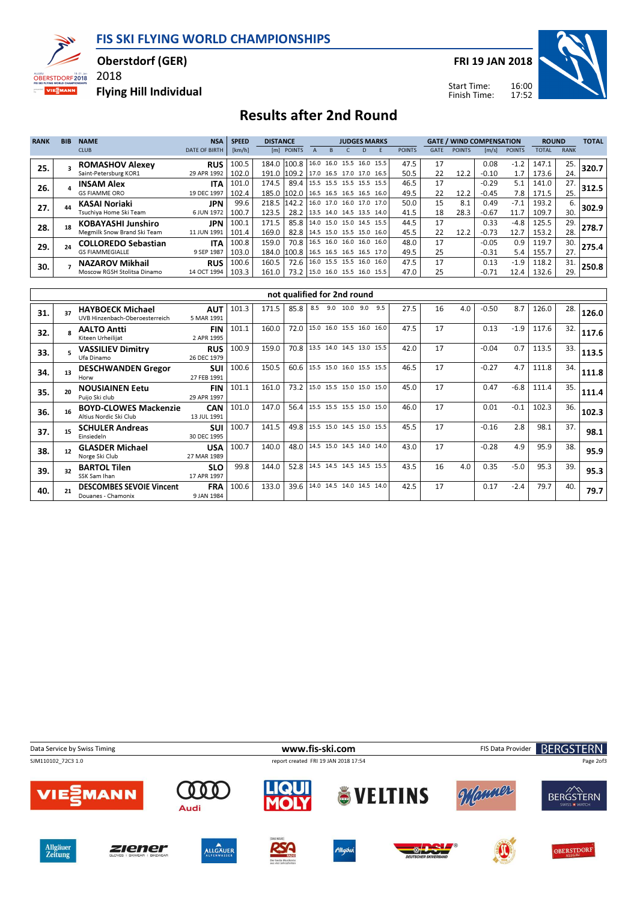# FIS SKI FLYING WORLD CHAMPIONSHIPS

**Oberstdorf (GER)** 2018

**Flying Hill Individual**

**FRI 19 JAN 2018**

Start Time: 16:00
Finish Time: 17:52

## Results after 2nd Round

| RANK | BIB | NAME / CLUB | NSA / DATE OF BIRTH | SPEED [km/h] | DISTANCE [m] | DISTANCE POINTS | A | B | C | D | E | JUDGES POINTS | GATE | GATE POINTS | WIND [m/s] | WIND POINTS | ROUND TOTAL | ROUND RANK | TOTAL |
|---|---|---|---|---|---|---|---|---|---|---|---|---|---|---|---|---|---|---|---|
| 25. | 3 | **ROMASHOV Alexey** | **RUS** | 100.5 | 184.0 | 100.8 | 16.0 | 16.0 | 15.5 | 16.0 | 15.5 | 47.5 | 17 | | 0.08 | -1.2 | 147.1 | 25. | 320.7 |
| | | Saint-Petersburg KOR1 | 29 APR 1992 | 102.0 | 191.0 | 109.2 | 17.0 | 16.5 | 17.0 | 17.0 | 16.5 | 50.5 | 22 | 12.2 | -0.10 | 1.7 | 173.6 | 24. | |
| 26. | 4 | **INSAM Alex** | **ITA** | 101.0 | 174.5 | 89.4 | 15.5 | 15.5 | 15.5 | 15.5 | 15.5 | 46.5 | 17 | | -0.29 | 5.1 | 141.0 | 27. | 312.5 |
| | | GS FIAMME ORO | 19 DEC 1997 | 102.4 | 185.0 | 102.0 | 16.5 | 16.5 | 16.5 | 16.5 | 16.0 | 49.5 | 22 | 12.2 | -0.45 | 7.8 | 171.5 | 25. | |
| 27. | 44 | **KASAI Noriaki** | **JPN** | 99.6 | 218.5 | 142.2 | 16.0 | 17.0 | 16.0 | 17.0 | 17.0 | 50.0 | 15 | 8.1 | 0.49 | -7.1 | 193.2 | 6. | 302.9 |
| | | Tsuchiya Home Ski Team | 6 JUN 1972 | 100.7 | 123.5 | 28.2 | 13.5 | 14.0 | 14.5 | 13.5 | 14.0 | 41.5 | 18 | 28.3 | -0.67 | 11.7 | 109.7 | 30. | |
| 28. | 18 | **KOBAYASHI Junshiro** | **JPN** | 100.1 | 171.5 | 85.8 | 14.0 | 15.0 | 15.0 | 14.5 | 15.5 | 44.5 | 17 | | 0.33 | -4.8 | 125.5 | 29. | 278.7 |
| | | Megmilk Snow Brand Ski Team | 11 JUN 1991 | 101.4 | 169.0 | 82.8 | 14.5 | 15.0 | 15.5 | 15.0 | 16.0 | 45.5 | 22 | 12.2 | -0.73 | 12.7 | 153.2 | 28. | |
| 29. | 24 | **COLLOREDO Sebastian** | **ITA** | 100.8 | 159.0 | 70.8 | 16.5 | 16.0 | 16.0 | 16.0 | 16.0 | 48.0 | 17 | | -0.05 | 0.9 | 119.7 | 30. | 275.4 |
| | | GS FIAMMEGIALLE | 9 SEP 1987 | 103.0 | 184.0 | 100.8 | 16.5 | 16.5 | 16.5 | 16.5 | 17.0 | 49.5 | 25 | | -0.31 | 5.4 | 155.7 | 27. | |
| 30. | 7 | **NAZAROV Mikhail** | **RUS** | 100.6 | 160.5 | 72.6 | 16.0 | 15.5 | 15.5 | 16.0 | 16.0 | 47.5 | 17 | | 0.13 | -1.9 | 118.2 | 31. | 250.8 |
| | | Moscow RGSH Stolitsa Dinamo | 14 OCT 1994 | 103.3 | 161.0 | 73.2 | 15.0 | 16.0 | 15.5 | 16.0 | 15.5 | 47.0 | 25 | | -0.71 | 12.4 | 132.6 | 29. | |

### not qualified for 2nd round

| RANK | BIB | NAME / CLUB | NSA / DATE OF BIRTH | SPEED [km/h] | DISTANCE [m] | DISTANCE POINTS | A | B | C | D | E | JUDGES POINTS | GATE | GATE POINTS | WIND [m/s] | WIND POINTS | ROUND TOTAL | ROUND RANK | TOTAL |
|---|---|---|---|---|---|---|---|---|---|---|---|---|---|---|---|---|---|---|---|
| 31. | 37 | **HAYBOECK Michael** / UVB Hinzenbach-Oberoesterreich | **AUT** / 5 MAR 1991 | 101.3 | 171.5 | 85.8 | 8.5 | 9.0 | 10.0 | 9.0 | 9.5 | 27.5 | 16 | 4.0 | -0.50 | 8.7 | 126.0 | 28. | 126.0 |
| 32. | 8 | **AALTO Antti** / Kiteen Urheilijat | **FIN** / 2 APR 1995 | 101.1 | 160.0 | 72.0 | 15.0 | 16.0 | 15.5 | 16.0 | 16.0 | 47.5 | 17 | | 0.13 | -1.9 | 117.6 | 32. | 117.6 |
| 33. | 5 | **VASSILIEV Dimitry** / Ufa Dinamo | **RUS** / 26 DEC 1979 | 100.9 | 159.0 | 70.8 | 13.5 | 14.0 | 14.5 | 13.0 | 15.5 | 42.0 | 17 | | -0.04 | 0.7 | 113.5 | 33. | 113.5 |
| 34. | 13 | **DESCHWANDEN Gregor** / Horw | **SUI** / 27 FEB 1991 | 100.6 | 150.5 | 60.6 | 15.5 | 15.0 | 16.0 | 15.5 | 15.5 | 46.5 | 17 | | -0.27 | 4.7 | 111.8 | 34. | 111.8 |
| 35. | 20 | **NOUSIAINEN Eetu** / Puijo Ski club | **FIN** / 29 APR 1997 | 101.1 | 161.0 | 73.2 | 15.0 | 15.5 | 15.0 | 15.0 | 15.0 | 45.0 | 17 | | 0.47 | -6.8 | 111.4 | 35. | 111.4 |
| 36. | 16 | **BOYD-CLOWES Mackenzie** / Altius Nordic Ski Club | **CAN** / 13 JUL 1991 | 101.0 | 147.0 | 56.4 | 15.5 | 15.5 | 15.5 | 15.0 | 15.0 | 46.0 | 17 | | 0.01 | -0.1 | 102.3 | 36. | 102.3 |
| 37. | 15 | **SCHULER Andreas** / Einsiedeln | **SUI** / 30 DEC 1995 | 100.7 | 141.5 | 49.8 | 15.5 | 15.0 | 14.5 | 15.0 | 15.5 | 45.5 | 17 | | -0.16 | 2.8 | 98.1 | 37. | 98.1 |
| 38. | 12 | **GLASDER Michael** / Norge Ski Club | **USA** / 27 MAR 1989 | 100.7 | 140.0 | 48.0 | 14.5 | 15.0 | 14.5 | 14.0 | 14.0 | 43.0 | 17 | | -0.28 | 4.9 | 95.9 | 38. | 95.9 |
| 39. | 32 | **BARTOL Tilen** / SSK Sam Ihan | **SLO** / 17 APR 1997 | 99.8 | 144.0 | 52.8 | 14.5 | 14.5 | 14.5 | 14.5 | 15.5 | 43.5 | 16 | 4.0 | 0.35 | -5.0 | 95.3 | 39. | 95.3 |
| 40. | 21 | **DESCOMBES SEVOIE Vincent** / Douanes - Chamonix | **FRA** / 9 JAN 1984 | 100.6 | 133.0 | 39.6 | 14.0 | 14.5 | 14.0 | 14.5 | 14.0 | 42.5 | 17 | | 0.17 | -2.4 | 79.7 | 40. | 79.7 |

Data Service by Swiss Timing | www.fis-ski.com | FIS Data Provider BERGSTERN

SJM110102_72C3 1.0 | report created FRI 19 JAN 2018 17:54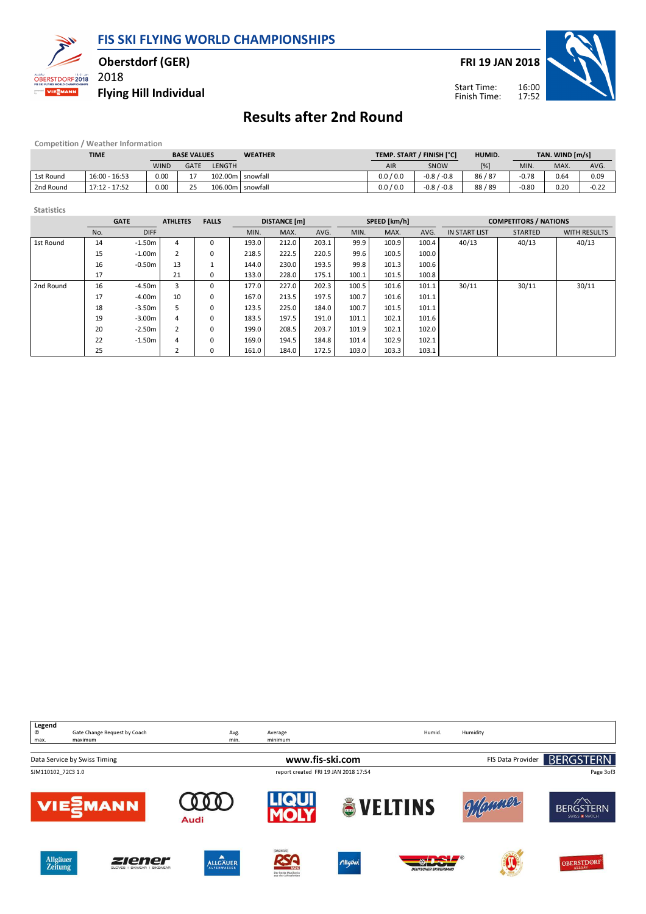# FIS SKI FLYING WORLD CHAMPIONSHIPS

**Oberstdorf (GER)**
2018
**Flying Hill Individual**

**FRI 19 JAN 2018**

Start Time: 16:00
Finish Time: 17:52

## Results after 2nd Round

### Competition / Weather Information

| TIME | | BASE VALUES | | | WEATHER | TEMP. START / FINISH [°C] | | HUMID. | TAN. WIND [m/s] | | |
|---|---|---|---|---|---|---|---|---|---|---|---|
| | | WIND | GATE | LENGTH | | AIR | SNOW | [%] | MIN. | MAX. | AVG. |
| 1st Round | 16:00 - 16:53 | 0.00 | 17 | 102.00m | snowfall | 0.0 / 0.0 | -0.8 / -0.8 | 86 / 87 | -0.78 | 0.64 | 0.09 |
| 2nd Round | 17:12 - 17:52 | 0.00 | 25 | 106.00m | snowfall | 0.0 / 0.0 | -0.8 / -0.8 | 88 / 89 | -0.80 | 0.20 | -0.22 |

### Statistics

| | GATE | | ATHLETES | FALLS | DISTANCE [m] | | | SPEED [km/h] | | | COMPETITORS / NATIONS | | |
|---|---|---|---|---|---|---|---|---|---|---|---|---|---|
| | No. | DIFF | | | MIN. | MAX. | AVG. | MIN. | MAX. | AVG. | IN START LIST | STARTED | WITH RESULTS |
| 1st Round | 14 | -1.50m | 4 | 0 | 193.0 | 212.0 | 203.1 | 99.9 | 100.9 | 100.4 | 40/13 | 40/13 | 40/13 |
| | 15 | -1.00m | 2 | 0 | 218.5 | 222.5 | 220.5 | 99.6 | 100.5 | 100.0 | | | |
| | 16 | -0.50m | 13 | 1 | 144.0 | 230.0 | 193.5 | 99.8 | 101.3 | 100.6 | | | |
| | 17 | | 21 | 0 | 133.0 | 228.0 | 175.1 | 100.1 | 101.5 | 100.8 | | | |
| 2nd Round | 16 | -4.50m | 3 | 0 | 177.0 | 227.0 | 202.3 | 100.5 | 101.6 | 101.1 | 30/11 | 30/11 | 30/11 |
| | 17 | -4.00m | 10 | 0 | 167.0 | 213.5 | 197.5 | 100.7 | 101.6 | 101.1 | | | |
| | 18 | -3.50m | 5 | 0 | 123.5 | 225.0 | 184.0 | 100.7 | 101.5 | 101.1 | | | |
| | 19 | -3.00m | 4 | 0 | 183.5 | 197.5 | 191.0 | 101.1 | 102.1 | 101.6 | | | |
| | 20 | -2.50m | 2 | 0 | 199.0 | 208.5 | 203.7 | 101.9 | 102.1 | 102.0 | | | |
| | 22 | -1.50m | 4 | 0 | 169.0 | 194.5 | 184.8 | 101.4 | 102.9 | 102.1 | | | |
| | 25 | | 2 | 0 | 161.0 | 184.0 | 172.5 | 103.0 | 103.3 | 103.1 | | | |

**Legend**

| | | | | | |
|---|---|---|---|---|---|
| © | Gate Change Request by Coach | Avg. | Average | Humid. | Humidity |
| max. | maximum | min. | minimum | | |

Data Service by Swiss Timing — www.fis-ski.com — FIS Data Provider BERGSTERN

SJM110102_72C3 1.0 — report created FRI 19 JAN 2018 17:54